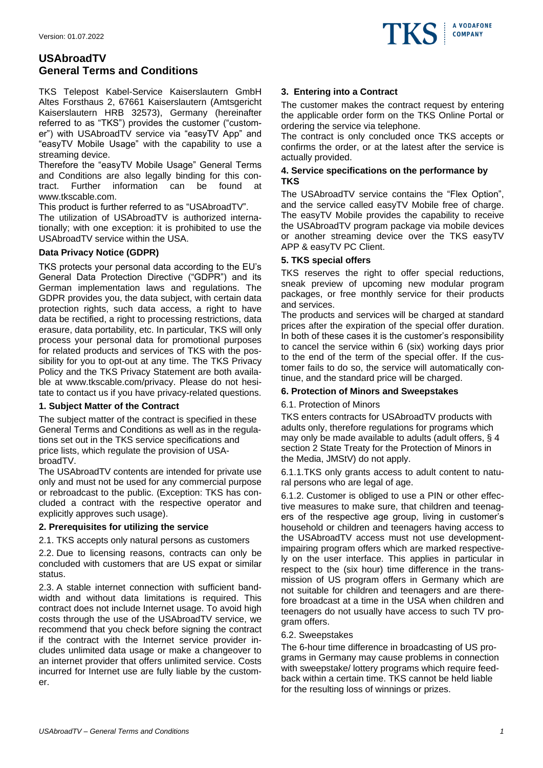Version: 01.07.2022

# USAbroadTV
# General Terms and Conditions

TKS Telepost Kabel-Service Kaiserslautern GmbH Altes Forsthaus 2, 67661 Kaiserslautern (Amtsgericht Kaiserslautern HRB 32573), Germany (hereinafter referred to as "TKS") provides the customer ("customer") with USAbroadTV service via "easyTV App" and "easyTV Mobile Usage" with the capability to use a streaming device.

Therefore the "easyTV Mobile Usage" General Terms and Conditions are also legally binding for this contract. Further information can be found at www.tkscable.com.

This product is further referred to as "USAbroadTV".

The utilization of USAbroadTV is authorized internationally; with one exception: it is prohibited to use the USAbroadTV service within the USA.

### Data Privacy Notice (GDPR)

TKS protects your personal data according to the EU's General Data Protection Directive ("GDPR") and its German implementation laws and regulations. The GDPR provides you, the data subject, with certain data protection rights, such data access, a right to have data be rectified, a right to processing restrictions, data erasure, data portability, etc. In particular, TKS will only process your personal data for promotional purposes for related products and services of TKS with the possibility for you to opt-out at any time. The TKS Privacy Policy and the TKS Privacy Statement are both available at www.tkscable.com/privacy. Please do not hesitate to contact us if you have privacy-related questions.

### 1. Subject Matter of the Contract

The subject matter of the contract is specified in these General Terms and Conditions as well as in the regulations set out in the TKS service specifications and price lists, which regulate the provision of USAbroadTV.

The USAbroadTV contents are intended for private use only and must not be used for any commercial purpose or rebroadcast to the public. (Exception: TKS has concluded a contract with the respective operator and explicitly approves such usage).

### 2. Prerequisites for utilizing the service

2.1. TKS accepts only natural persons as customers

2.2. Due to licensing reasons, contracts can only be concluded with customers that are US expat or similar status.

2.3. A stable internet connection with sufficient bandwidth and without data limitations is required. This contract does not include Internet usage. To avoid high costs through the use of the USAbroadTV service, we recommend that you check before signing the contract if the contract with the Internet service provider includes unlimited data usage or make a changeover to an internet provider that offers unlimited service. Costs incurred for Internet use are fully liable by the customer.

### 3. Entering into a Contract

The customer makes the contract request by entering the applicable order form on the TKS Online Portal or ordering the service via telephone.

The contract is only concluded once TKS accepts or confirms the order, or at the latest after the service is actually provided.

### 4. Service specifications on the performance by TKS

The USAbroadTV service contains the "Flex Option", and the service called easyTV Mobile free of charge. The easyTV Mobile provides the capability to receive the USAbroadTV program package via mobile devices or another streaming device over the TKS easyTV APP & easyTV PC Client.

### 5. TKS special offers

TKS reserves the right to offer special reductions, sneak preview of upcoming new modular program packages, or free monthly service for their products and services.

The products and services will be charged at standard prices after the expiration of the special offer duration. In both of these cases it is the customer's responsibility to cancel the service within 6 (six) working days prior to the end of the term of the special offer. If the customer fails to do so, the service will automatically continue, and the standard price will be charged.

### 6. Protection of Minors and Sweepstakes

6.1. Protection of Minors

TKS enters contracts for USAbroadTV products with adults only, therefore regulations for programs which may only be made available to adults (adult offers, § 4 section 2 State Treaty for the Protection of Minors in the Media, JMStV) do not apply.

6.1.1.TKS only grants access to adult content to natural persons who are legal of age.

6.1.2. Customer is obliged to use a PIN or other effective measures to make sure, that children and teenagers of the respective age group, living in customer's household or children and teenagers having access to the USAbroadTV access must not use development-impairing program offers which are marked respectively on the user interface. This applies in particular in respect to the (six hour) time difference in the transmission of US program offers in Germany which are not suitable for children and teenagers and are therefore broadcast at a time in the USA when children and teenagers do not usually have access to such TV program offers.

6.2. Sweepstakes

The 6-hour time difference in broadcasting of US programs in Germany may cause problems in connection with sweepstake/ lottery programs which require feedback within a certain time. TKS cannot be held liable for the resulting loss of winnings or prizes.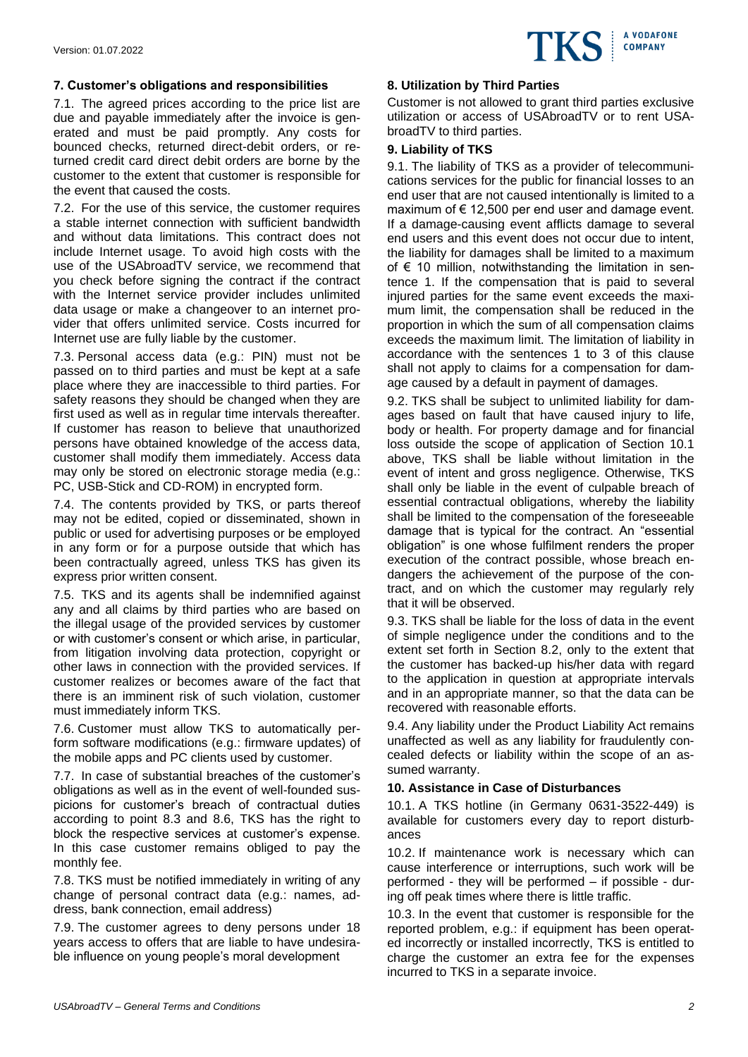## 7. Customer's obligations and responsibilities

7.1. The agreed prices according to the price list are due and payable immediately after the invoice is generated and must be paid promptly. Any costs for bounced checks, returned direct-debit orders, or returned credit card direct debit orders are borne by the customer to the extent that customer is responsible for the event that caused the costs.

7.2. For the use of this service, the customer requires a stable internet connection with sufficient bandwidth and without data limitations. This contract does not include Internet usage. To avoid high costs with the use of the USAbroadTV service, we recommend that you check before signing the contract if the contract with the Internet service provider includes unlimited data usage or make a changeover to an internet provider that offers unlimited service. Costs incurred for Internet use are fully liable by the customer.

7.3. Personal access data (e.g.: PIN) must not be passed on to third parties and must be kept at a safe place where they are inaccessible to third parties. For safety reasons they should be changed when they are first used as well as in regular time intervals thereafter. If customer has reason to believe that unauthorized persons have obtained knowledge of the access data, customer shall modify them immediately. Access data may only be stored on electronic storage media (e.g.: PC, USB-Stick and CD-ROM) in encrypted form.

7.4. The contents provided by TKS, or parts thereof may not be edited, copied or disseminated, shown in public or used for advertising purposes or be employed in any form or for a purpose outside that which has been contractually agreed, unless TKS has given its express prior written consent.

7.5. TKS and its agents shall be indemnified against any and all claims by third parties who are based on the illegal usage of the provided services by customer or with customer's consent or which arise, in particular, from litigation involving data protection, copyright or other laws in connection with the provided services. If customer realizes or becomes aware of the fact that there is an imminent risk of such violation, customer must immediately inform TKS.

7.6. Customer must allow TKS to automatically perform software modifications (e.g.: firmware updates) of the mobile apps and PC clients used by customer.

7.7. In case of substantial breaches of the customer's obligations as well as in the event of well-founded suspicions for customer's breach of contractual duties according to point 8.3 and 8.6, TKS has the right to block the respective services at customer's expense. In this case customer remains obliged to pay the monthly fee.

7.8. TKS must be notified immediately in writing of any change of personal contract data (e.g.: names, address, bank connection, email address)

7.9. The customer agrees to deny persons under 18 years access to offers that are liable to have undesirable influence on young people's moral development

## 8. Utilization by Third Parties

Customer is not allowed to grant third parties exclusive utilization or access of USAbroadTV or to rent USAbroadTV to third parties.

## 9. Liability of TKS

9.1. The liability of TKS as a provider of telecommunications services for the public for financial losses to an end user that are not caused intentionally is limited to a maximum of € 12,500 per end user and damage event. If a damage-causing event afflicts damage to several end users and this event does not occur due to intent, the liability for damages shall be limited to a maximum of € 10 million, notwithstanding the limitation in sentence 1. If the compensation that is paid to several injured parties for the same event exceeds the maximum limit, the compensation shall be reduced in the proportion in which the sum of all compensation claims exceeds the maximum limit. The limitation of liability in accordance with the sentences 1 to 3 of this clause shall not apply to claims for a compensation for damage caused by a default in payment of damages.

9.2. TKS shall be subject to unlimited liability for damages based on fault that have caused injury to life, body or health. For property damage and for financial loss outside the scope of application of Section 10.1 above, TKS shall be liable without limitation in the event of intent and gross negligence. Otherwise, TKS shall only be liable in the event of culpable breach of essential contractual obligations, whereby the liability shall be limited to the compensation of the foreseeable damage that is typical for the contract. An "essential obligation" is one whose fulfilment renders the proper execution of the contract possible, whose breach endangers the achievement of the purpose of the contract, and on which the customer may regularly rely that it will be observed.

9.3. TKS shall be liable for the loss of data in the event of simple negligence under the conditions and to the extent set forth in Section 8.2, only to the extent that the customer has backed-up his/her data with regard to the application in question at appropriate intervals and in an appropriate manner, so that the data can be recovered with reasonable efforts.

9.4. Any liability under the Product Liability Act remains unaffected as well as any liability for fraudulently concealed defects or liability within the scope of an assumed warranty.

## 10. Assistance in Case of Disturbances

10.1. A TKS hotline (in Germany 0631-3522-449) is available for customers every day to report disturbances

10.2. If maintenance work is necessary which can cause interference or interruptions, such work will be performed - they will be performed – if possible - during off peak times where there is little traffic.

10.3. In the event that customer is responsible for the reported problem, e.g.: if equipment has been operated incorrectly or installed incorrectly, TKS is entitled to charge the customer an extra fee for the expenses incurred to TKS in a separate invoice.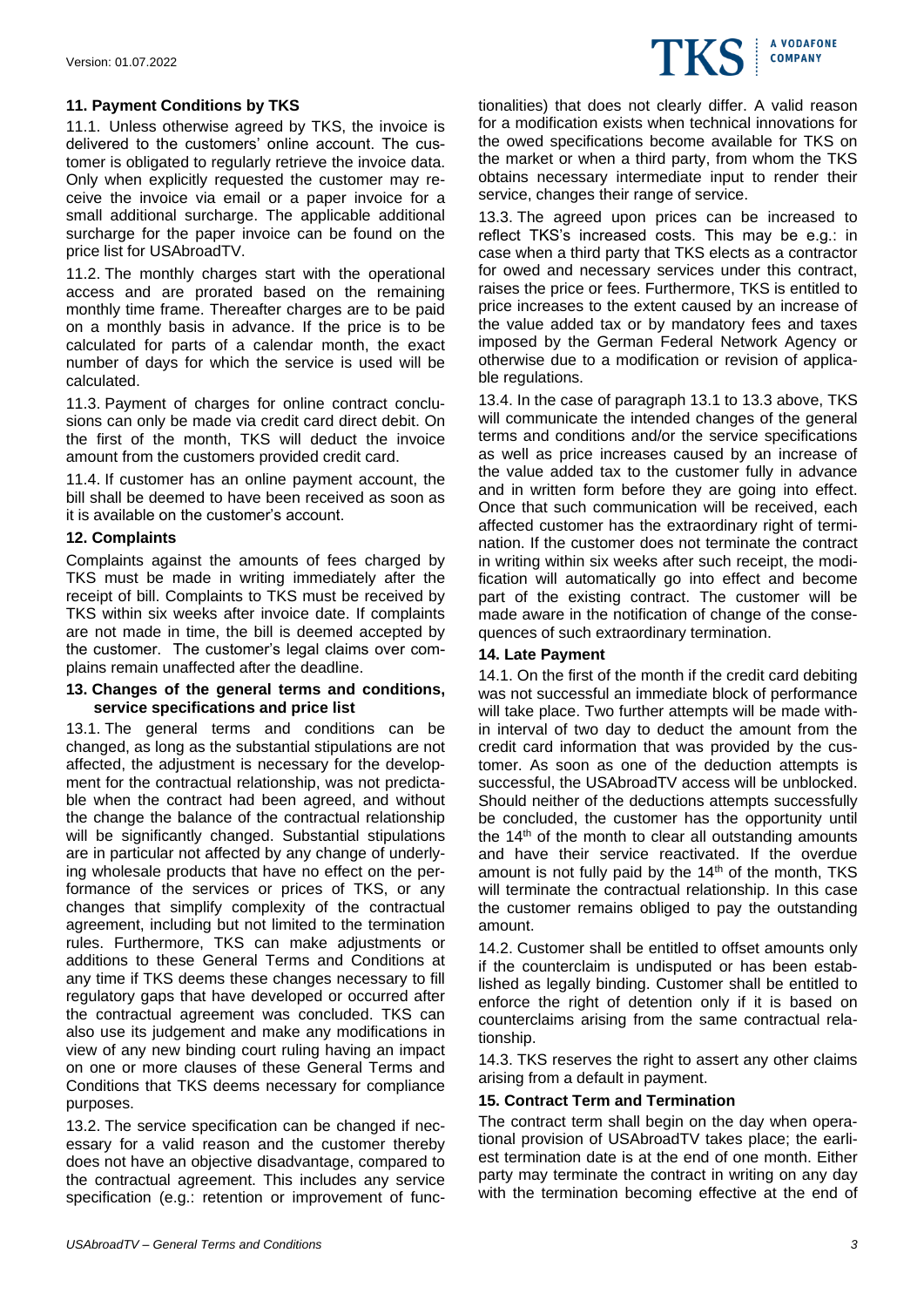## 11. Payment Conditions by TKS

11.1. Unless otherwise agreed by TKS, the invoice is delivered to the customers' online account. The customer is obligated to regularly retrieve the invoice data. Only when explicitly requested the customer may receive the invoice via email or a paper invoice for a small additional surcharge. The applicable additional surcharge for the paper invoice can be found on the price list for USAbroadTV.

11.2. The monthly charges start with the operational access and are prorated based on the remaining monthly time frame. Thereafter charges are to be paid on a monthly basis in advance. If the price is to be calculated for parts of a calendar month, the exact number of days for which the service is used will be calculated.

11.3. Payment of charges for online contract conclusions can only be made via credit card direct debit. On the first of the month, TKS will deduct the invoice amount from the customers provided credit card.

11.4. If customer has an online payment account, the bill shall be deemed to have been received as soon as it is available on the customer's account.

## 12. Complaints

Complaints against the amounts of fees charged by TKS must be made in writing immediately after the receipt of bill. Complaints to TKS must be received by TKS within six weeks after invoice date. If complaints are not made in time, the bill is deemed accepted by the customer. The customer's legal claims over complains remain unaffected after the deadline.

## 13. Changes of the general terms and conditions, service specifications and price list

13.1. The general terms and conditions can be changed, as long as the substantial stipulations are not affected, the adjustment is necessary for the development for the contractual relationship, was not predictable when the contract had been agreed, and without the change the balance of the contractual relationship will be significantly changed. Substantial stipulations are in particular not affected by any change of underlying wholesale products that have no effect on the performance of the services or prices of TKS, or any changes that simplify complexity of the contractual agreement, including but not limited to the termination rules. Furthermore, TKS can make adjustments or additions to these General Terms and Conditions at any time if TKS deems these changes necessary to fill regulatory gaps that have developed or occurred after the contractual agreement was concluded. TKS can also use its judgement and make any modifications in view of any new binding court ruling having an impact on one or more clauses of these General Terms and Conditions that TKS deems necessary for compliance purposes.

13.2. The service specification can be changed if necessary for a valid reason and the customer thereby does not have an objective disadvantage, compared to the contractual agreement. This includes any service specification (e.g.: retention or improvement of functionalities) that does not clearly differ. A valid reason for a modification exists when technical innovations for the owed specifications become available for TKS on the market or when a third party, from whom the TKS obtains necessary intermediate input to render their service, changes their range of service.

13.3. The agreed upon prices can be increased to reflect TKS's increased costs. This may be e.g.: in case when a third party that TKS elects as a contractor for owed and necessary services under this contract, raises the price or fees. Furthermore, TKS is entitled to price increases to the extent caused by an increase of the value added tax or by mandatory fees and taxes imposed by the German Federal Network Agency or otherwise due to a modification or revision of applicable regulations.

13.4. In the case of paragraph 13.1 to 13.3 above, TKS will communicate the intended changes of the general terms and conditions and/or the service specifications as well as price increases caused by an increase of the value added tax to the customer fully in advance and in written form before they are going into effect. Once that such communication will be received, each affected customer has the extraordinary right of termination. If the customer does not terminate the contract in writing within six weeks after such receipt, the modification will automatically go into effect and become part of the existing contract. The customer will be made aware in the notification of change of the consequences of such extraordinary termination.

## 14. Late Payment

14.1. On the first of the month if the credit card debiting was not successful an immediate block of performance will take place. Two further attempts will be made within interval of two day to deduct the amount from the credit card information that was provided by the customer. As soon as one of the deduction attempts is successful, the USAbroadTV access will be unblocked. Should neither of the deductions attempts successfully be concluded, the customer has the opportunity until the 14th of the month to clear all outstanding amounts and have their service reactivated. If the overdue amount is not fully paid by the 14th of the month, TKS will terminate the contractual relationship. In this case the customer remains obliged to pay the outstanding amount.

14.2. Customer shall be entitled to offset amounts only if the counterclaim is undisputed or has been established as legally binding. Customer shall be entitled to enforce the right of detention only if it is based on counterclaims arising from the same contractual relationship.

14.3. TKS reserves the right to assert any other claims arising from a default in payment.

## 15. Contract Term and Termination

The contract term shall begin on the day when operational provision of USAbroadTV takes place; the earliest termination date is at the end of one month. Either party may terminate the contract in writing on any day with the termination becoming effective at the end of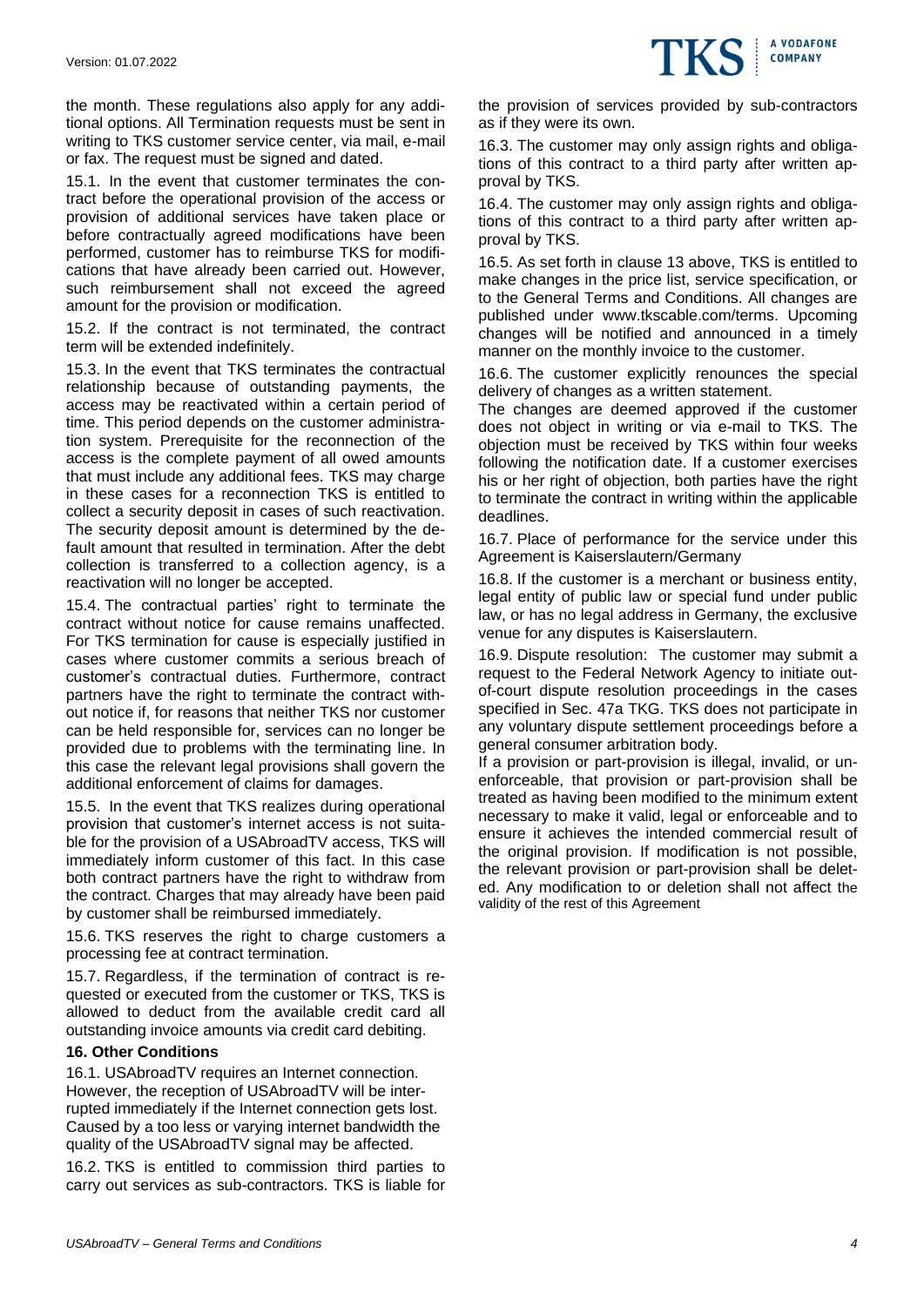the month. These regulations also apply for any additional options. All Termination requests must be sent in writing to TKS customer service center, via mail, e-mail or fax. The request must be signed and dated.

15.1. In the event that customer terminates the contract before the operational provision of the access or provision of additional services have taken place or before contractually agreed modifications have been performed, customer has to reimburse TKS for modifications that have already been carried out. However, such reimbursement shall not exceed the agreed amount for the provision or modification.

15.2. If the contract is not terminated, the contract term will be extended indefinitely.

15.3. In the event that TKS terminates the contractual relationship because of outstanding payments, the access may be reactivated within a certain period of time. This period depends on the customer administration system. Prerequisite for the reconnection of the access is the complete payment of all owed amounts that must include any additional fees. TKS may charge in these cases for a reconnection TKS is entitled to collect a security deposit in cases of such reactivation. The security deposit amount is determined by the default amount that resulted in termination. After the debt collection is transferred to a collection agency, is a reactivation will no longer be accepted.

15.4. The contractual parties' right to terminate the contract without notice for cause remains unaffected. For TKS termination for cause is especially justified in cases where customer commits a serious breach of customer's contractual duties. Furthermore, contract partners have the right to terminate the contract without notice if, for reasons that neither TKS nor customer can be held responsible for, services can no longer be provided due to problems with the terminating line. In this case the relevant legal provisions shall govern the additional enforcement of claims for damages.

15.5. In the event that TKS realizes during operational provision that customer's internet access is not suitable for the provision of a USAbroadTV access, TKS will immediately inform customer of this fact. In this case both contract partners have the right to withdraw from the contract. Charges that may already have been paid by customer shall be reimbursed immediately.

15.6. TKS reserves the right to charge customers a processing fee at contract termination.

15.7. Regardless, if the termination of contract is requested or executed from the customer or TKS, TKS is allowed to deduct from the available credit card all outstanding invoice amounts via credit card debiting.

**16. Other Conditions**

16.1. USAbroadTV requires an Internet connection. However, the reception of USAbroadTV will be interrupted immediately if the Internet connection gets lost. Caused by a too less or varying internet bandwidth the quality of the USAbroadTV signal may be affected.

16.2. TKS is entitled to commission third parties to carry out services as sub-contractors. TKS is liable for the provision of services provided by sub-contractors as if they were its own.

16.3. The customer may only assign rights and obligations of this contract to a third party after written approval by TKS.

16.4. The customer may only assign rights and obligations of this contract to a third party after written approval by TKS.

16.5. As set forth in clause 13 above, TKS is entitled to make changes in the price list, service specification, or to the General Terms and Conditions. All changes are published under www.tkscable.com/terms. Upcoming changes will be notified and announced in a timely manner on the monthly invoice to the customer.

16.6. The customer explicitly renounces the special delivery of changes as a written statement.
The changes are deemed approved if the customer does not object in writing or via e-mail to TKS. The objection must be received by TKS within four weeks following the notification date. If a customer exercises his or her right of objection, both parties have the right to terminate the contract in writing within the applicable deadlines.

16.7. Place of performance for the service under this Agreement is Kaiserslautern/Germany

16.8. If the customer is a merchant or business entity, legal entity of public law or special fund under public law, or has no legal address in Germany, the exclusive venue for any disputes is Kaiserslautern.

16.9. Dispute resolution: The customer may submit a request to the Federal Network Agency to initiate out-of-court dispute resolution proceedings in the cases specified in Sec. 47a TKG. TKS does not participate in any voluntary dispute settlement proceedings before a general consumer arbitration body.
If a provision or part-provision is illegal, invalid, or unenforceable, that provision or part-provision shall be treated as having been modified to the minimum extent necessary to make it valid, legal or enforceable and to ensure it achieves the intended commercial result of the original provision. If modification is not possible, the relevant provision or part-provision shall be deleted. Any modification to or deletion shall not affect the validity of the rest of this Agreement